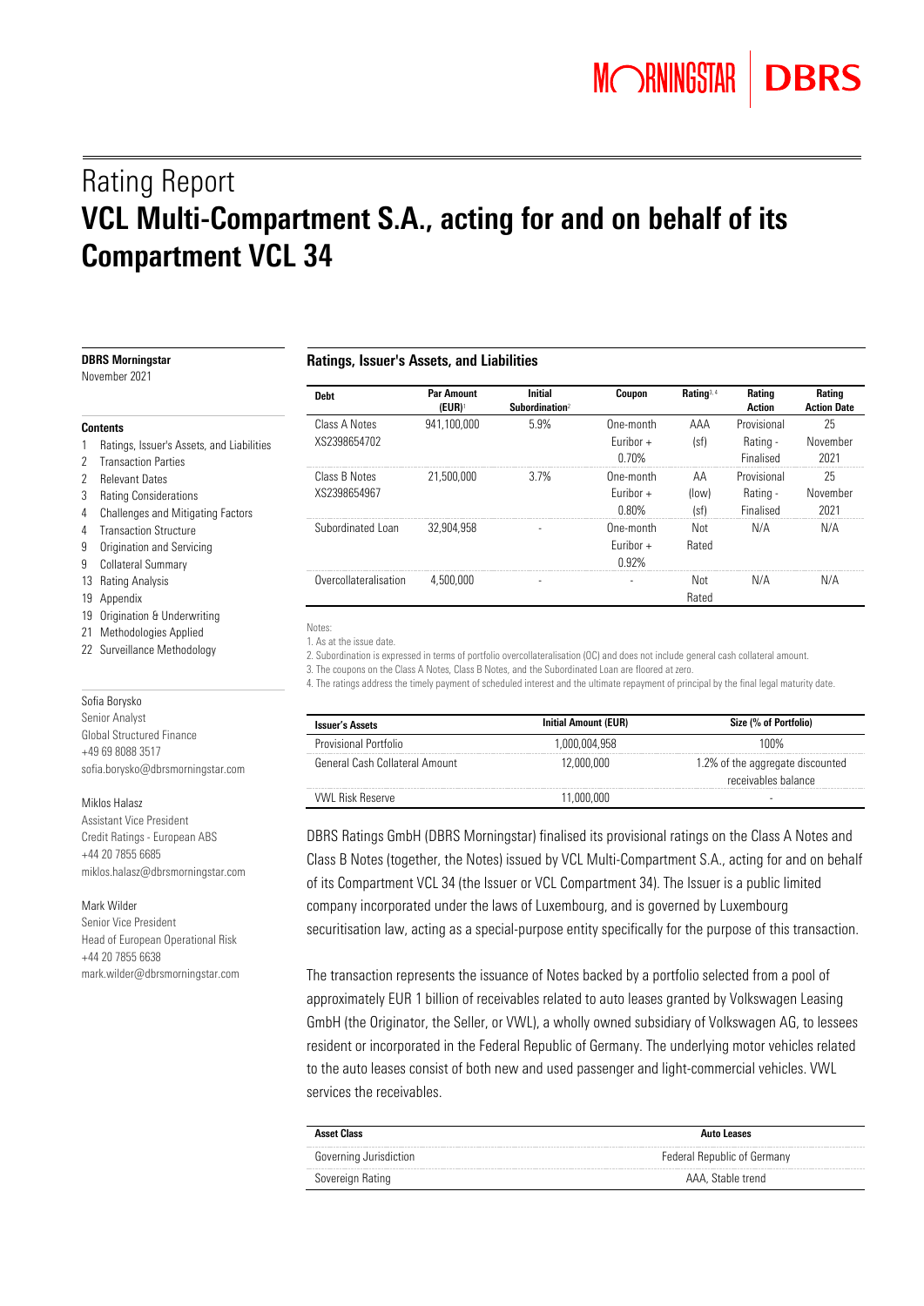# Rating Report

# VCL Multi-Compartment S.A., acting for and on behalf of its Compartment VCL 34

**DBRS Morningstar**
November 2021

**Contents**

1 Ratings, Issuer's Assets, and Liabilities
2 Transaction Parties
2 Relevant Dates
3 Rating Considerations
4 Challenges and Mitigating Factors
4 Transaction Structure
9 Origination and Servicing
9 Collateral Summary
13 Rating Analysis
19 Appendix
19 Origination & Underwriting
21 Methodologies Applied
22 Surveillance Methodology

Sofia Borysko
Senior Analyst
Global Structured Finance
+49 69 8088 3517
sofia.borysko@dbrsmorningstar.com

Miklos Halasz
Assistant Vice President
Credit Ratings - European ABS
+44 20 7855 6685
miklos.halasz@dbrsmorningstar.com

Mark Wilder
Senior Vice President
Head of European Operational Risk
+44 20 7855 6638
mark.wilder@dbrsmorningstar.com

## Ratings, Issuer's Assets, and Liabilities

| Debt | Par Amount (EUR)[1] | Initial Subordination[2] | Coupon | Rating[3, 4] | Rating Action | Rating Action Date |
|---|---|---|---|---|---|---|
| Class A Notes XS2398654702 | 941,100,000 | 5.9% | One-month Euribor + 0.70% | AAA (sf) | Provisional Rating - Finalised | 25 November 2021 |
| Class B Notes XS2398654967 | 21,500,000 | 3.7% | One-month Euribor + 0.80% | AA (low) (sf) | Provisional Rating - Finalised | 25 November 2021 |
| Subordinated Loan | 32,904,958 | - | One-month Euribor + 0.92% | Not Rated | N/A | N/A |
| Overcollateralisation | 4,500,000 | - | - | Not Rated | N/A | N/A |

Notes:
1. As at the issue date.
2. Subordination is expressed in terms of portfolio overcollateralisation (OC) and does not include general cash collateral amount.
3. The coupons on the Class A Notes, Class B Notes, and the Subordinated Loan are floored at zero.
4. The ratings address the timely payment of scheduled interest and the ultimate repayment of principal by the final legal maturity date.

| Issuer's Assets | Initial Amount (EUR) | Size (% of Portfolio) |
|---|---|---|
| Provisional Portfolio | 1,000,004,958 | 100% |
| General Cash Collateral Amount | 12,000,000 | 1.2% of the aggregate discounted receivables balance |
| VWL Risk Reserve | 11,000,000 | - |

DBRS Ratings GmbH (DBRS Morningstar) finalised its provisional ratings on the Class A Notes and Class B Notes (together, the Notes) issued by VCL Multi-Compartment S.A., acting for and on behalf of its Compartment VCL 34 (the Issuer or VCL Compartment 34). The Issuer is a public limited company incorporated under the laws of Luxembourg, and is governed by Luxembourg securitisation law, acting as a special-purpose entity specifically for the purpose of this transaction.

The transaction represents the issuance of Notes backed by a portfolio selected from a pool of approximately EUR 1 billion of receivables related to auto leases granted by Volkswagen Leasing GmbH (the Originator, the Seller, or VWL), a wholly owned subsidiary of Volkswagen AG, to lessees resident or incorporated in the Federal Republic of Germany. The underlying motor vehicles related to the auto leases consist of both new and used passenger and light-commercial vehicles. VWL services the receivables.

| Asset Class | Auto Leases |
|---|---|
| Governing Jurisdiction | Federal Republic of Germany |
| Sovereign Rating | AAA, Stable trend |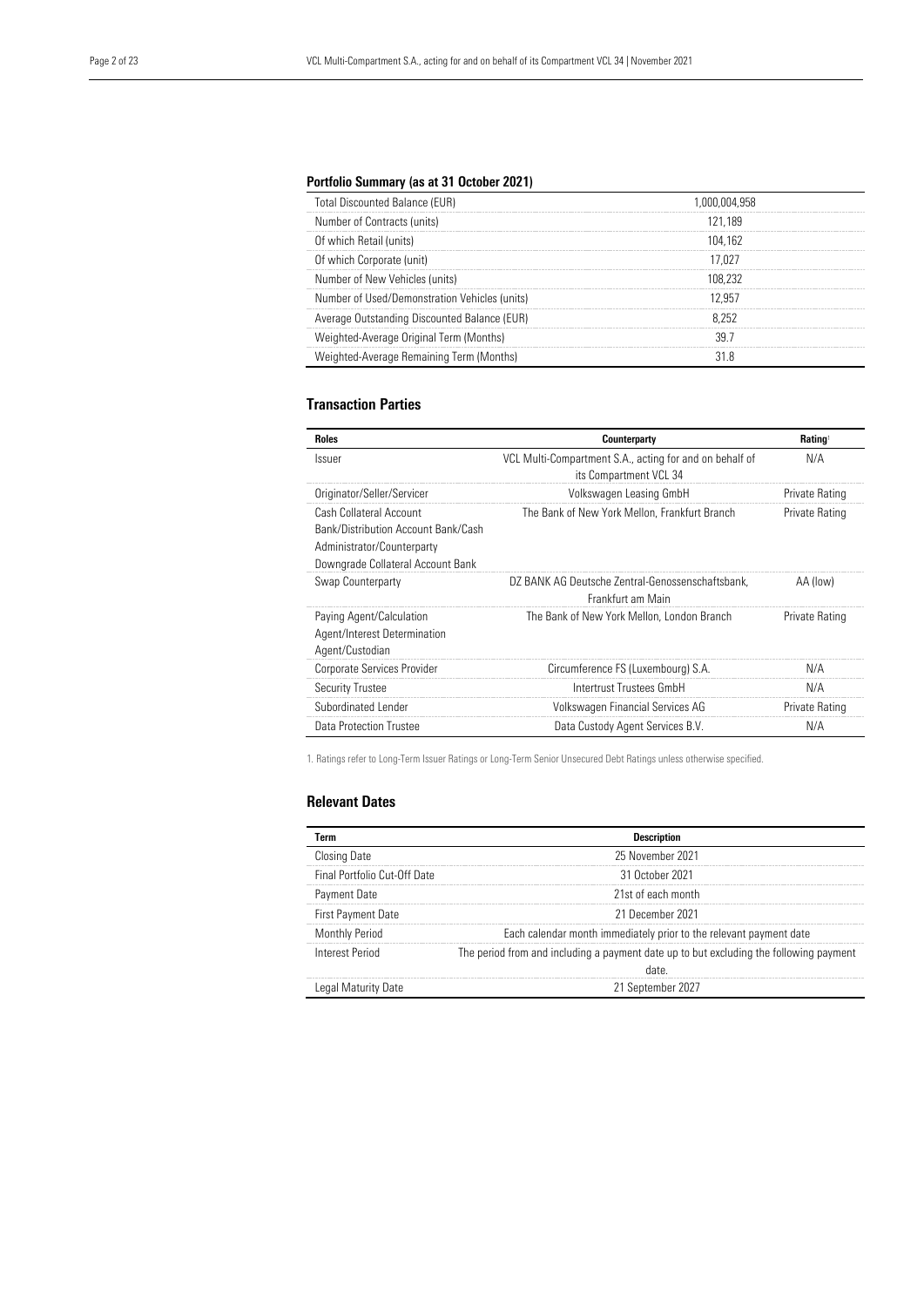## Portfolio Summary (as at 31 October 2021)

| | |
|---|---|
| Total Discounted Balance (EUR) | 1,000,004,958 |
| Number of Contracts (units) | 121,189 |
| Of which Retail (units) | 104,162 |
| Of which Corporate (unit) | 17,027 |
| Number of New Vehicles (units) | 108,232 |
| Number of Used/Demonstration Vehicles (units) | 12,957 |
| Average Outstanding Discounted Balance (EUR) | 8,252 |
| Weighted-Average Original Term (Months) | 39.7 |
| Weighted-Average Remaining Term (Months) | 31.8 |

## Transaction Parties

| Roles | Counterparty | Rating[1] |
|---|---|---|
| Issuer | VCL Multi-Compartment S.A., acting for and on behalf of its Compartment VCL 34 | N/A |
| Originator/Seller/Servicer | Volkswagen Leasing GmbH | Private Rating |
| Cash Collateral Account Bank/Distribution Account Bank/Cash Administrator/Counterparty Downgrade Collateral Account Bank | The Bank of New York Mellon, Frankfurt Branch | Private Rating |
| Swap Counterparty | DZ BANK AG Deutsche Zentral-Genossenschaftsbank, Frankfurt am Main | AA (low) |
| Paying Agent/Calculation Agent/Interest Determination Agent/Custodian | The Bank of New York Mellon, London Branch | Private Rating |
| Corporate Services Provider | Circumference FS (Luxembourg) S.A. | N/A |
| Security Trustee | Intertrust Trustees GmbH | N/A |
| Subordinated Lender | Volkswagen Financial Services AG | Private Rating |
| Data Protection Trustee | Data Custody Agent Services B.V. | N/A |

1. Ratings refer to Long-Term Issuer Ratings or Long-Term Senior Unsecured Debt Ratings unless otherwise specified.

## Relevant Dates

| Term | Description |
|---|---|
| Closing Date | 25 November 2021 |
| Final Portfolio Cut-Off Date | 31 October 2021 |
| Payment Date | 21st of each month |
| First Payment Date | 21 December 2021 |
| Monthly Period | Each calendar month immediately prior to the relevant payment date |
| Interest Period | The period from and including a payment date up to but excluding the following payment date. |
| Legal Maturity Date | 21 September 2027 |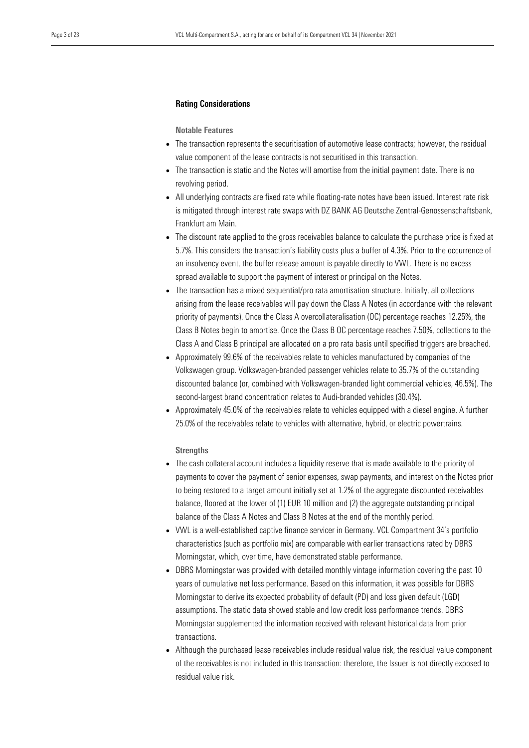## Rating Considerations

### Notable Features

- The transaction represents the securitisation of automotive lease contracts; however, the residual value component of the lease contracts is not securitised in this transaction.
- The transaction is static and the Notes will amortise from the initial payment date. There is no revolving period.
- All underlying contracts are fixed rate while floating-rate notes have been issued. Interest rate risk is mitigated through interest rate swaps with DZ BANK AG Deutsche Zentral-Genossenschaftsbank, Frankfurt am Main.
- The discount rate applied to the gross receivables balance to calculate the purchase price is fixed at 5.7%. This considers the transaction's liability costs plus a buffer of 4.3%. Prior to the occurrence of an insolvency event, the buffer release amount is payable directly to VWL. There is no excess spread available to support the payment of interest or principal on the Notes.
- The transaction has a mixed sequential/pro rata amortisation structure. Initially, all collections arising from the lease receivables will pay down the Class A Notes (in accordance with the relevant priority of payments). Once the Class A overcollateralisation (OC) percentage reaches 12.25%, the Class B Notes begin to amortise. Once the Class B OC percentage reaches 7.50%, collections to the Class A and Class B principal are allocated on a pro rata basis until specified triggers are breached.
- Approximately 99.6% of the receivables relate to vehicles manufactured by companies of the Volkswagen group. Volkswagen-branded passenger vehicles relate to 35.7% of the outstanding discounted balance (or, combined with Volkswagen-branded light commercial vehicles, 46.5%). The second-largest brand concentration relates to Audi-branded vehicles (30.4%).
- Approximately 45.0% of the receivables relate to vehicles equipped with a diesel engine. A further 25.0% of the receivables relate to vehicles with alternative, hybrid, or electric powertrains.

### Strengths

- The cash collateral account includes a liquidity reserve that is made available to the priority of payments to cover the payment of senior expenses, swap payments, and interest on the Notes prior to being restored to a target amount initially set at 1.2% of the aggregate discounted receivables balance, floored at the lower of (1) EUR 10 million and (2) the aggregate outstanding principal balance of the Class A Notes and Class B Notes at the end of the monthly period.
- VWL is a well-established captive finance servicer in Germany. VCL Compartment 34's portfolio characteristics (such as portfolio mix) are comparable with earlier transactions rated by DBRS Morningstar, which, over time, have demonstrated stable performance.
- DBRS Morningstar was provided with detailed monthly vintage information covering the past 10 years of cumulative net loss performance. Based on this information, it was possible for DBRS Morningstar to derive its expected probability of default (PD) and loss given default (LGD) assumptions. The static data showed stable and low credit loss performance trends. DBRS Morningstar supplemented the information received with relevant historical data from prior transactions.
- Although the purchased lease receivables include residual value risk, the residual value component of the receivables is not included in this transaction: therefore, the Issuer is not directly exposed to residual value risk.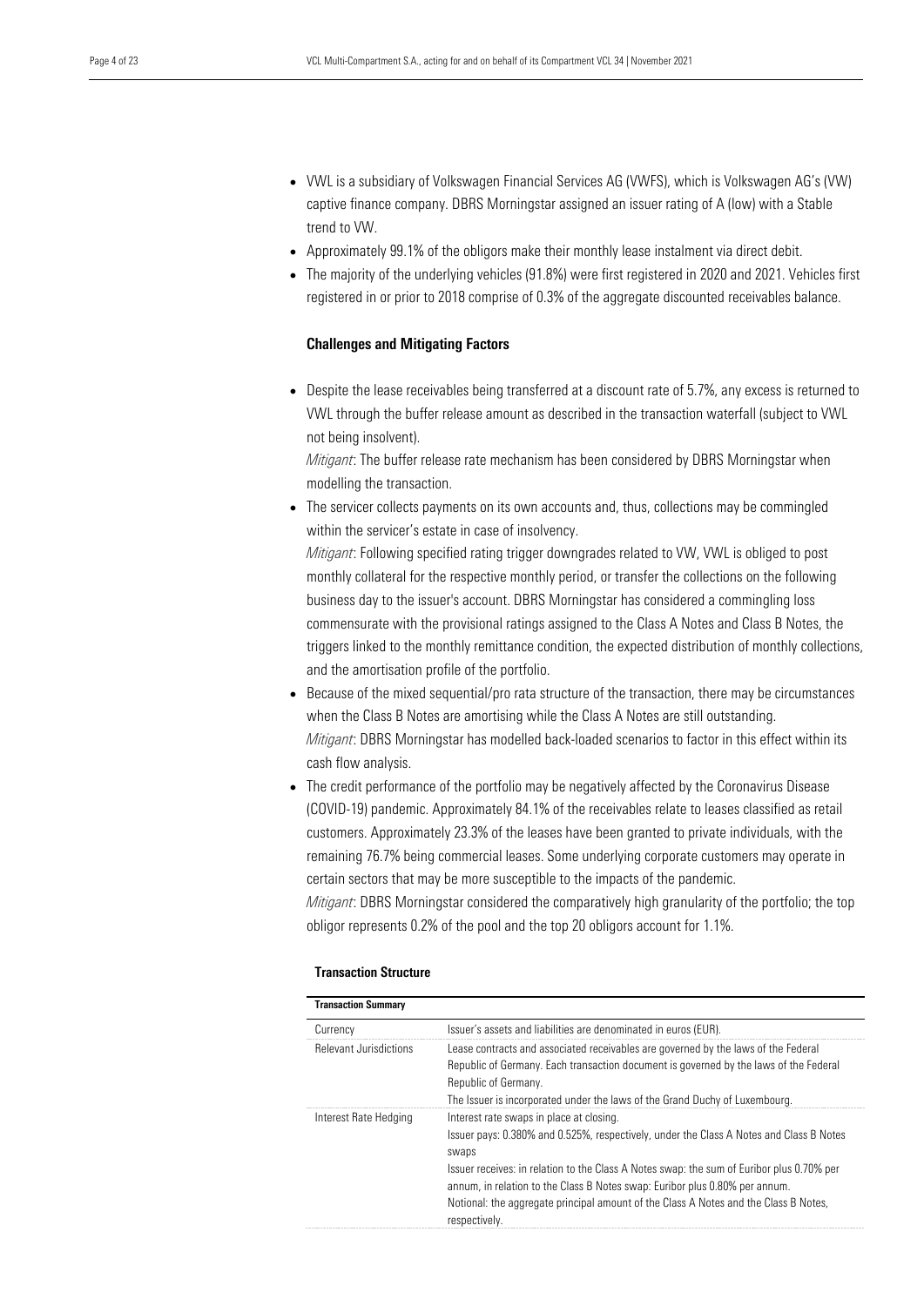- VWL is a subsidiary of Volkswagen Financial Services AG (VWFS), which is Volkswagen AG's (VW) captive finance company. DBRS Morningstar assigned an issuer rating of A (low) with a Stable trend to VW.
- Approximately 99.1% of the obligors make their monthly lease instalment via direct debit.
- The majority of the underlying vehicles (91.8%) were first registered in 2020 and 2021. Vehicles first registered in or prior to 2018 comprise of 0.3% of the aggregate discounted receivables balance.

### Challenges and Mitigating Factors

- Despite the lease receivables being transferred at a discount rate of 5.7%, any excess is returned to VWL through the buffer release amount as described in the transaction waterfall (subject to VWL not being insolvent).
  *Mitigant*: The buffer release rate mechanism has been considered by DBRS Morningstar when modelling the transaction.
- The servicer collects payments on its own accounts and, thus, collections may be commingled within the servicer's estate in case of insolvency.
  *Mitigant*: Following specified rating trigger downgrades related to VW, VWL is obliged to post monthly collateral for the respective monthly period, or transfer the collections on the following business day to the issuer's account. DBRS Morningstar has considered a commingling loss commensurate with the provisional ratings assigned to the Class A Notes and Class B Notes, the triggers linked to the monthly remittance condition, the expected distribution of monthly collections, and the amortisation profile of the portfolio.
- Because of the mixed sequential/pro rata structure of the transaction, there may be circumstances when the Class B Notes are amortising while the Class A Notes are still outstanding.
  *Mitigant*: DBRS Morningstar has modelled back-loaded scenarios to factor in this effect within its cash flow analysis.
- The credit performance of the portfolio may be negatively affected by the Coronavirus Disease (COVID-19) pandemic. Approximately 84.1% of the receivables relate to leases classified as retail customers. Approximately 23.3% of the leases have been granted to private individuals, with the remaining 76.7% being commercial leases. Some underlying corporate customers may operate in certain sectors that may be more susceptible to the impacts of the pandemic.
  *Mitigant*: DBRS Morningstar considered the comparatively high granularity of the portfolio; the top obligor represents 0.2% of the pool and the top 20 obligors account for 1.1%.

### Transaction Structure

| Transaction Summary | |
|---|---|
| Currency | Issuer's assets and liabilities are denominated in euros (EUR). |
| Relevant Jurisdictions | Lease contracts and associated receivables are governed by the laws of the Federal Republic of Germany. Each transaction document is governed by the laws of the Federal Republic of Germany.<br>The Issuer is incorporated under the laws of the Grand Duchy of Luxembourg. |
| Interest Rate Hedging | Interest rate swaps in place at closing.<br>Issuer pays: 0.380% and 0.525%, respectively, under the Class A Notes and Class B Notes swaps<br>Issuer receives: in relation to the Class A Notes swap: the sum of Euribor plus 0.70% per annum, in relation to the Class B Notes swap: Euribor plus 0.80% per annum.<br>Notional: the aggregate principal amount of the Class A Notes and the Class B Notes, respectively. |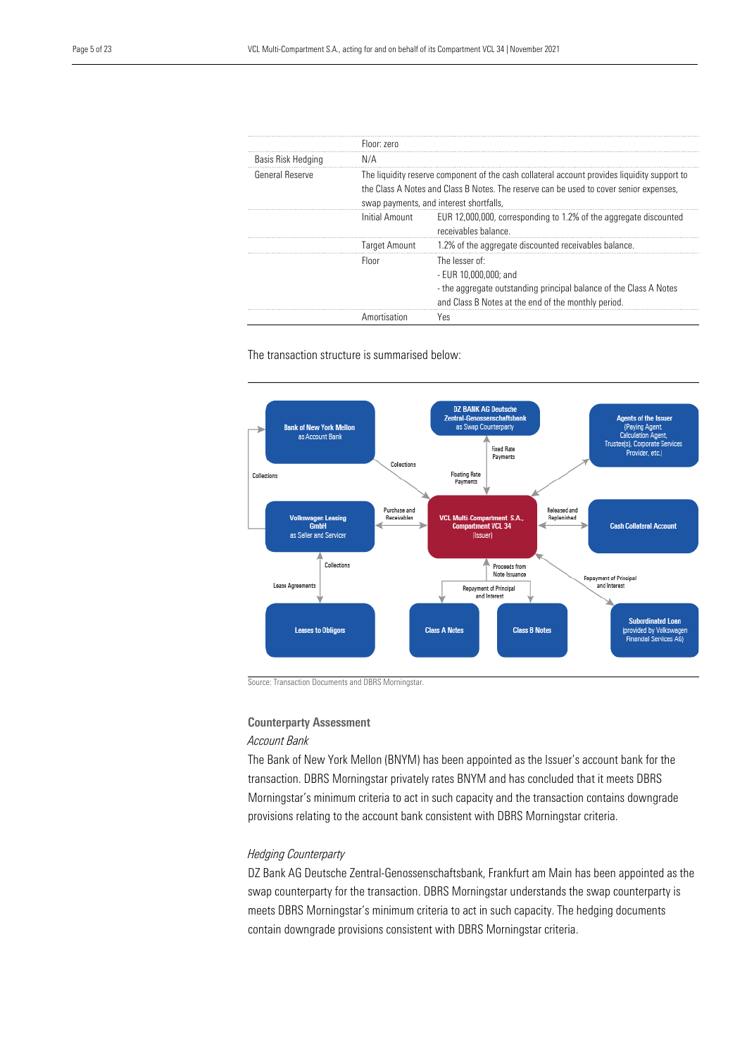| | | |
|---|---|---|
| | Floor: zero | |
| Basis Risk Hedging | N/A | |
| General Reserve | The liquidity reserve component of the cash collateral account provides liquidity support to the Class A Notes and Class B Notes. The reserve can be used to cover senior expenses, swap payments, and interest shortfalls, | |
| | Initial Amount | EUR 12,000,000, corresponding to 1.2% of the aggregate discounted receivables balance. |
| | Target Amount | 1.2% of the aggregate discounted receivables balance. |
| | Floor | The lesser of:<br>- EUR 10,000,000; and<br>- the aggregate outstanding principal balance of the Class A Notes and Class B Notes at the end of the monthly period. |
| | Amortisation | Yes |

The transaction structure is summarised below:

Source: Transaction Documents and DBRS Morningstar.

## Counterparty Assessment

*Account Bank*

The Bank of New York Mellon (BNYM) has been appointed as the Issuer's account bank for the transaction. DBRS Morningstar privately rates BNYM and has concluded that it meets DBRS Morningstar's minimum criteria to act in such capacity and the transaction contains downgrade provisions relating to the account bank consistent with DBRS Morningstar criteria.

*Hedging Counterparty*

DZ Bank AG Deutsche Zentral-Genossenschaftsbank, Frankfurt am Main has been appointed as the swap counterparty for the transaction. DBRS Morningstar understands the swap counterparty is meets DBRS Morningstar's minimum criteria to act in such capacity. The hedging documents contain downgrade provisions consistent with DBRS Morningstar criteria.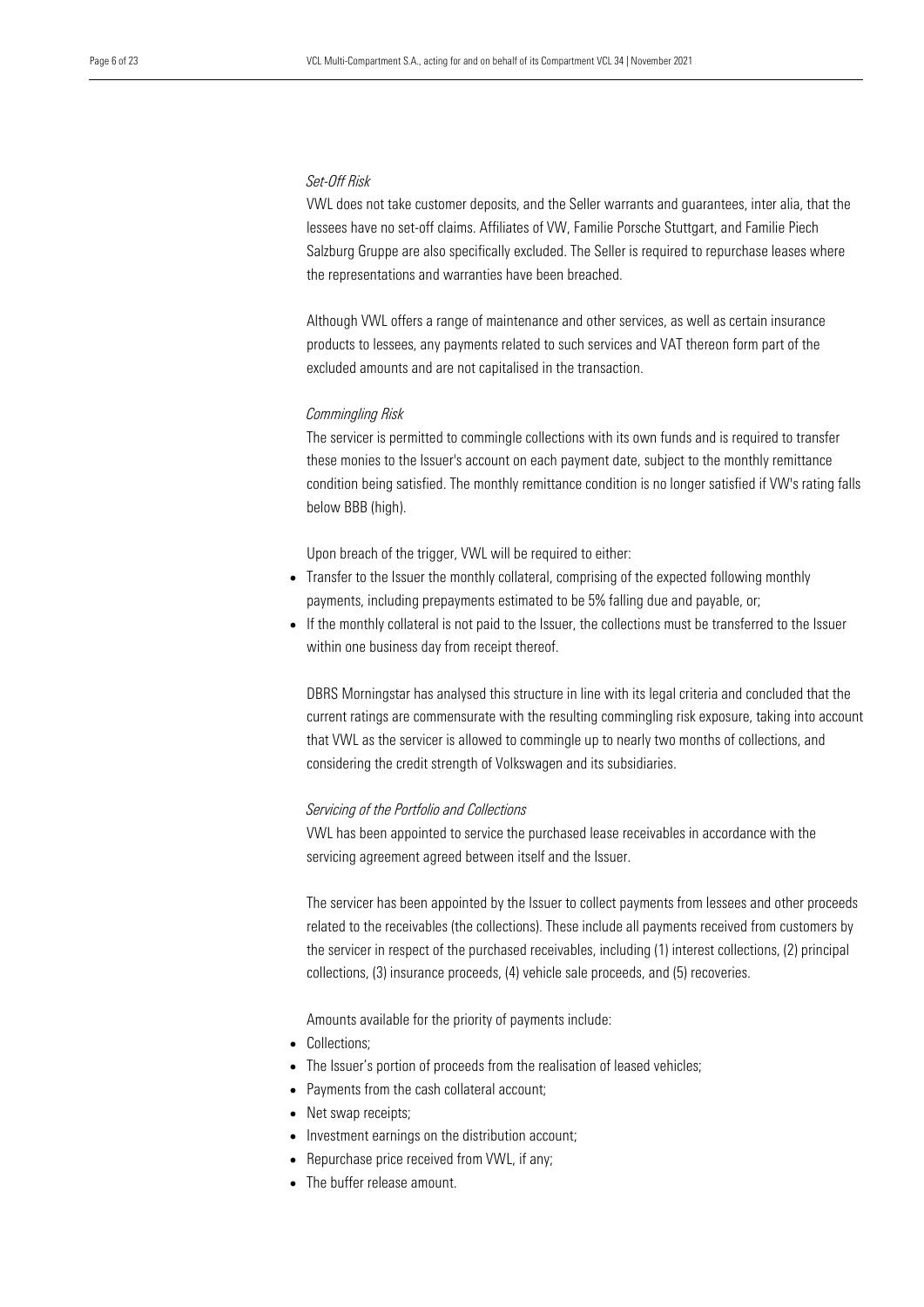*Set-Off Risk*

VWL does not take customer deposits, and the Seller warrants and guarantees, inter alia, that the lessees have no set-off claims. Affiliates of VW, Familie Porsche Stuttgart, and Familie Piech Salzburg Gruppe are also specifically excluded. The Seller is required to repurchase leases where the representations and warranties have been breached.

Although VWL offers a range of maintenance and other services, as well as certain insurance products to lessees, any payments related to such services and VAT thereon form part of the excluded amounts and are not capitalised in the transaction.

*Commingling Risk*

The servicer is permitted to commingle collections with its own funds and is required to transfer these monies to the Issuer's account on each payment date, subject to the monthly remittance condition being satisfied. The monthly remittance condition is no longer satisfied if VW's rating falls below BBB (high).

Upon breach of the trigger, VWL will be required to either:

- Transfer to the Issuer the monthly collateral, comprising of the expected following monthly payments, including prepayments estimated to be 5% falling due and payable, or;
- If the monthly collateral is not paid to the Issuer, the collections must be transferred to the Issuer within one business day from receipt thereof.

DBRS Morningstar has analysed this structure in line with its legal criteria and concluded that the current ratings are commensurate with the resulting commingling risk exposure, taking into account that VWL as the servicer is allowed to commingle up to nearly two months of collections, and considering the credit strength of Volkswagen and its subsidiaries.

*Servicing of the Portfolio and Collections*

VWL has been appointed to service the purchased lease receivables in accordance with the servicing agreement agreed between itself and the Issuer.

The servicer has been appointed by the Issuer to collect payments from lessees and other proceeds related to the receivables (the collections). These include all payments received from customers by the servicer in respect of the purchased receivables, including (1) interest collections, (2) principal collections, (3) insurance proceeds, (4) vehicle sale proceeds, and (5) recoveries.

Amounts available for the priority of payments include:

- Collections;
- The Issuer's portion of proceeds from the realisation of leased vehicles;
- Payments from the cash collateral account;
- Net swap receipts;
- Investment earnings on the distribution account;
- Repurchase price received from VWL, if any;
- The buffer release amount.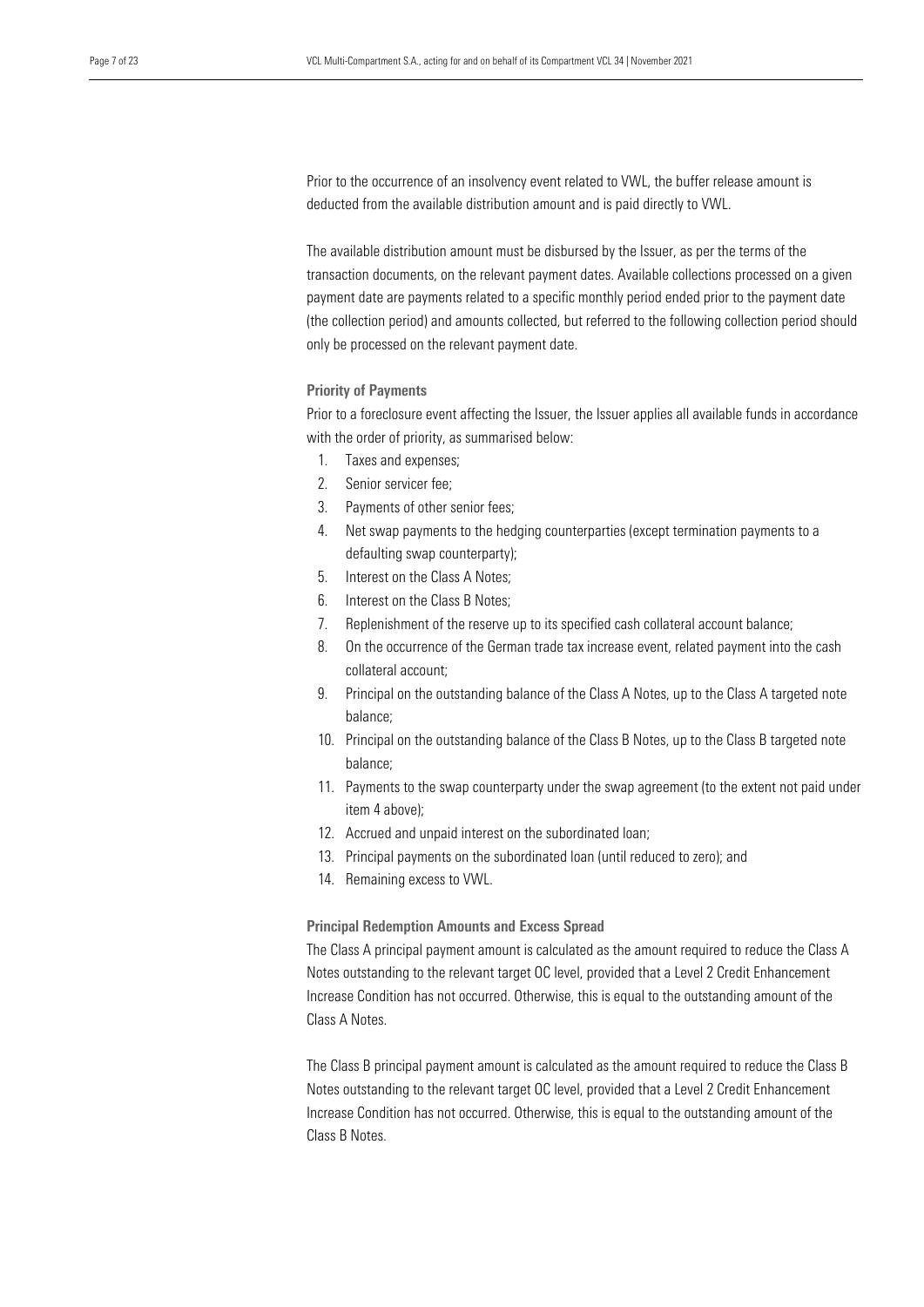Prior to the occurrence of an insolvency event related to VWL, the buffer release amount is deducted from the available distribution amount and is paid directly to VWL.

The available distribution amount must be disbursed by the Issuer, as per the terms of the transaction documents, on the relevant payment dates. Available collections processed on a given payment date are payments related to a specific monthly period ended prior to the payment date (the collection period) and amounts collected, but referred to the following collection period should only be processed on the relevant payment date.

### Priority of Payments

Prior to a foreclosure event affecting the Issuer, the Issuer applies all available funds in accordance with the order of priority, as summarised below:

1. Taxes and expenses;
2. Senior servicer fee;
3. Payments of other senior fees;
4. Net swap payments to the hedging counterparties (except termination payments to a defaulting swap counterparty);
5. Interest on the Class A Notes;
6. Interest on the Class B Notes;
7. Replenishment of the reserve up to its specified cash collateral account balance;
8. On the occurrence of the German trade tax increase event, related payment into the cash collateral account;
9. Principal on the outstanding balance of the Class A Notes, up to the Class A targeted note balance;
10. Principal on the outstanding balance of the Class B Notes, up to the Class B targeted note balance;
11. Payments to the swap counterparty under the swap agreement (to the extent not paid under item 4 above);
12. Accrued and unpaid interest on the subordinated loan;
13. Principal payments on the subordinated loan (until reduced to zero); and
14. Remaining excess to VWL.

### Principal Redemption Amounts and Excess Spread

The Class A principal payment amount is calculated as the amount required to reduce the Class A Notes outstanding to the relevant target OC level, provided that a Level 2 Credit Enhancement Increase Condition has not occurred. Otherwise, this is equal to the outstanding amount of the Class A Notes.

The Class B principal payment amount is calculated as the amount required to reduce the Class B Notes outstanding to the relevant target OC level, provided that a Level 2 Credit Enhancement Increase Condition has not occurred. Otherwise, this is equal to the outstanding amount of the Class B Notes.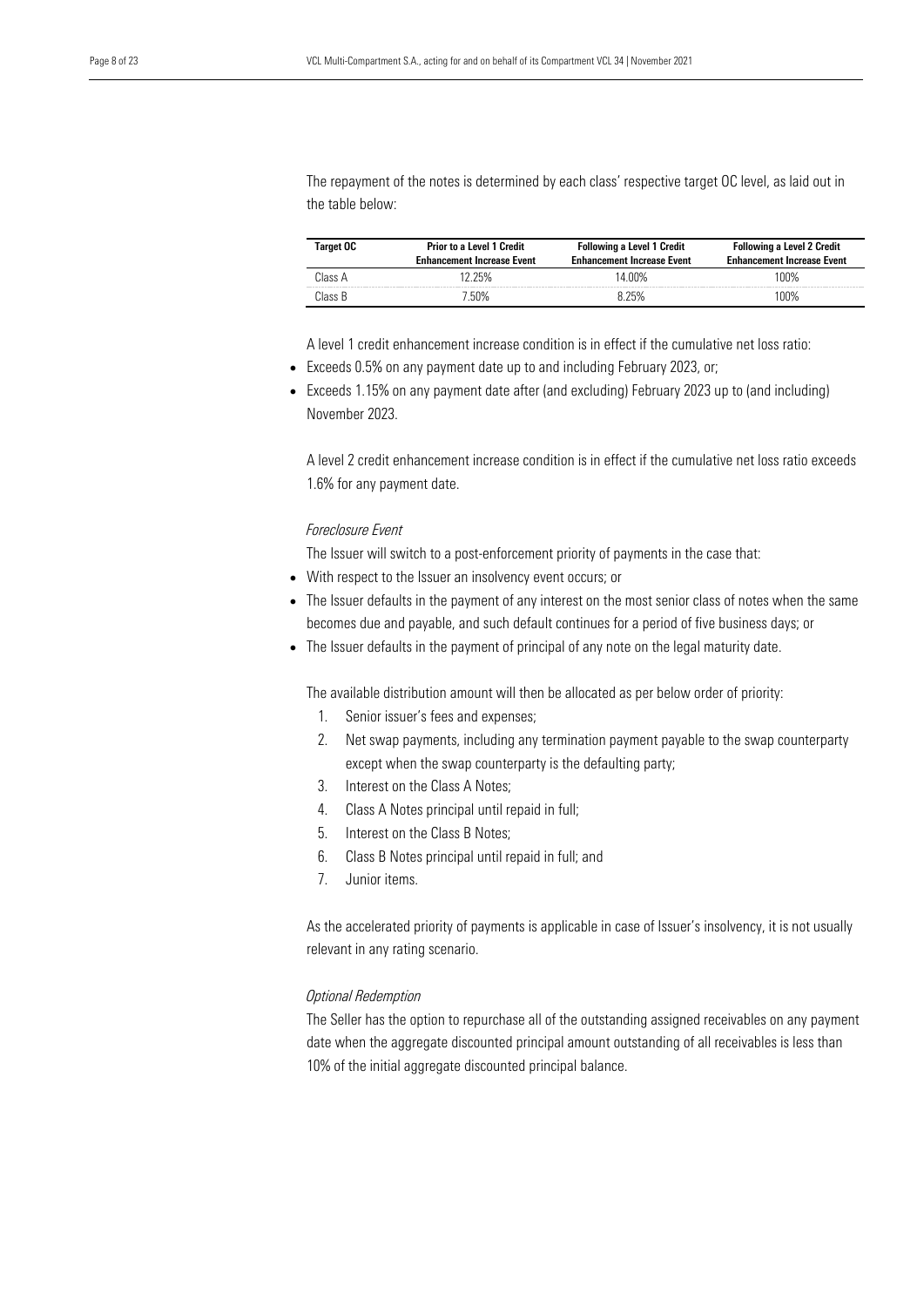The repayment of the notes is determined by each class' respective target OC level, as laid out in the table below:

| Target OC | Prior to a Level 1 Credit Enhancement Increase Event | Following a Level 1 Credit Enhancement Increase Event | Following a Level 2 Credit Enhancement Increase Event |
|---|---|---|---|
| Class A | 12.25% | 14.00% | 100% |
| Class B | 7.50% | 8.25% | 100% |

A level 1 credit enhancement increase condition is in effect if the cumulative net loss ratio:

- Exceeds 0.5% on any payment date up to and including February 2023, or;
- Exceeds 1.15% on any payment date after (and excluding) February 2023 up to (and including) November 2023.

A level 2 credit enhancement increase condition is in effect if the cumulative net loss ratio exceeds 1.6% for any payment date.

*Foreclosure Event*

The Issuer will switch to a post-enforcement priority of payments in the case that:

- With respect to the Issuer an insolvency event occurs; or
- The Issuer defaults in the payment of any interest on the most senior class of notes when the same becomes due and payable, and such default continues for a period of five business days; or
- The Issuer defaults in the payment of principal of any note on the legal maturity date.

The available distribution amount will then be allocated as per below order of priority:

1. Senior issuer's fees and expenses;
2. Net swap payments, including any termination payment payable to the swap counterparty except when the swap counterparty is the defaulting party;
3. Interest on the Class A Notes;
4. Class A Notes principal until repaid in full;
5. Interest on the Class B Notes;
6. Class B Notes principal until repaid in full; and
7. Junior items.

As the accelerated priority of payments is applicable in case of Issuer's insolvency, it is not usually relevant in any rating scenario.

*Optional Redemption*

The Seller has the option to repurchase all of the outstanding assigned receivables on any payment date when the aggregate discounted principal amount outstanding of all receivables is less than 10% of the initial aggregate discounted principal balance.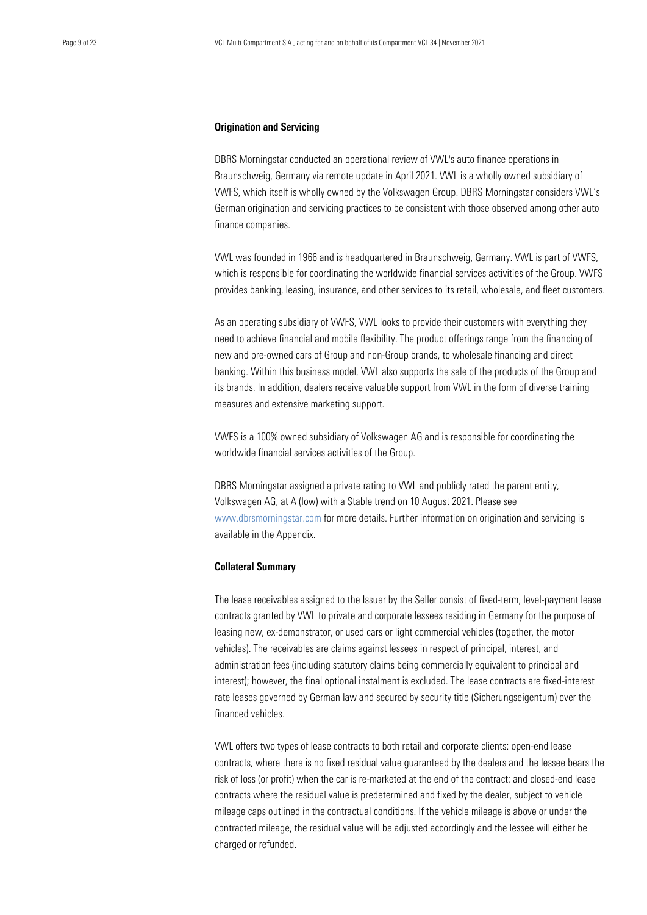## Origination and Servicing

DBRS Morningstar conducted an operational review of VWL's auto finance operations in Braunschweig, Germany via remote update in April 2021. VWL is a wholly owned subsidiary of VWFS, which itself is wholly owned by the Volkswagen Group. DBRS Morningstar considers VWL's German origination and servicing practices to be consistent with those observed among other auto finance companies.

VWL was founded in 1966 and is headquartered in Braunschweig, Germany. VWL is part of VWFS, which is responsible for coordinating the worldwide financial services activities of the Group. VWFS provides banking, leasing, insurance, and other services to its retail, wholesale, and fleet customers.

As an operating subsidiary of VWFS, VWL looks to provide their customers with everything they need to achieve financial and mobile flexibility. The product offerings range from the financing of new and pre-owned cars of Group and non-Group brands, to wholesale financing and direct banking. Within this business model, VWL also supports the sale of the products of the Group and its brands. In addition, dealers receive valuable support from VWL in the form of diverse training measures and extensive marketing support.

VWFS is a 100% owned subsidiary of Volkswagen AG and is responsible for coordinating the worldwide financial services activities of the Group.

DBRS Morningstar assigned a private rating to VWL and publicly rated the parent entity, Volkswagen AG, at A (low) with a Stable trend on 10 August 2021. Please see www.dbrsmorningstar.com for more details. Further information on origination and servicing is available in the Appendix.

## Collateral Summary

The lease receivables assigned to the Issuer by the Seller consist of fixed-term, level-payment lease contracts granted by VWL to private and corporate lessees residing in Germany for the purpose of leasing new, ex-demonstrator, or used cars or light commercial vehicles (together, the motor vehicles). The receivables are claims against lessees in respect of principal, interest, and administration fees (including statutory claims being commercially equivalent to principal and interest); however, the final optional instalment is excluded. The lease contracts are fixed-interest rate leases governed by German law and secured by security title (Sicherungseigentum) over the financed vehicles.

VWL offers two types of lease contracts to both retail and corporate clients: open-end lease contracts, where there is no fixed residual value guaranteed by the dealers and the lessee bears the risk of loss (or profit) when the car is re-marketed at the end of the contract; and closed-end lease contracts where the residual value is predetermined and fixed by the dealer, subject to vehicle mileage caps outlined in the contractual conditions. If the vehicle mileage is above or under the contracted mileage, the residual value will be adjusted accordingly and the lessee will either be charged or refunded.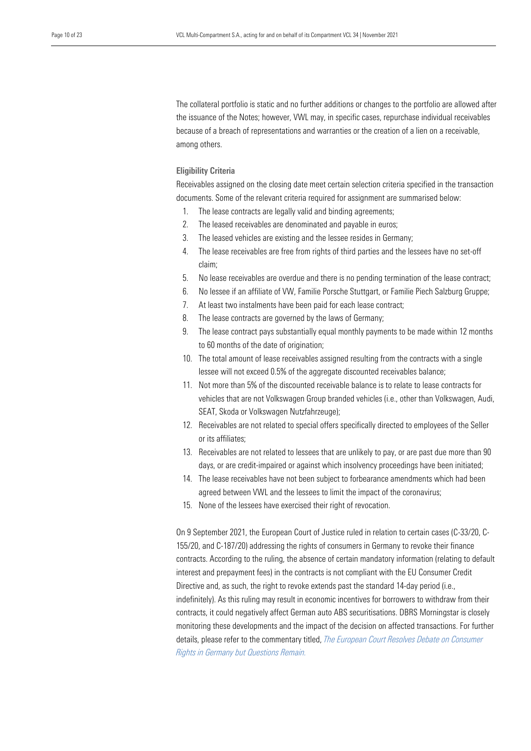The collateral portfolio is static and no further additions or changes to the portfolio are allowed after the issuance of the Notes; however, VWL may, in specific cases, repurchase individual receivables because of a breach of representations and warranties or the creation of a lien on a receivable, among others.

**Eligibility Criteria**

Receivables assigned on the closing date meet certain selection criteria specified in the transaction documents. Some of the relevant criteria required for assignment are summarised below:

1. The lease contracts are legally valid and binding agreements;
2. The leased receivables are denominated and payable in euros;
3. The leased vehicles are existing and the lessee resides in Germany;
4. The lease receivables are free from rights of third parties and the lessees have no set-off claim;
5. No lease receivables are overdue and there is no pending termination of the lease contract;
6. No lessee if an affiliate of VW, Familie Porsche Stuttgart, or Familie Piech Salzburg Gruppe;
7. At least two instalments have been paid for each lease contract;
8. The lease contracts are governed by the laws of Germany;
9. The lease contract pays substantially equal monthly payments to be made within 12 months to 60 months of the date of origination;
10. The total amount of lease receivables assigned resulting from the contracts with a single lessee will not exceed 0.5% of the aggregate discounted receivables balance;
11. Not more than 5% of the discounted receivable balance is to relate to lease contracts for vehicles that are not Volkswagen Group branded vehicles (i.e., other than Volkswagen, Audi, SEAT, Skoda or Volkswagen Nutzfahrzeuge);
12. Receivables are not related to special offers specifically directed to employees of the Seller or its affiliates;
13. Receivables are not related to lessees that are unlikely to pay, or are past due more than 90 days, or are credit-impaired or against which insolvency proceedings have been initiated;
14. The lease receivables have not been subject to forbearance amendments which had been agreed between VWL and the lessees to limit the impact of the coronavirus;
15. None of the lessees have exercised their right of revocation.

On 9 September 2021, the European Court of Justice ruled in relation to certain cases (C-33/20, C-155/20, and C-187/20) addressing the rights of consumers in Germany to revoke their finance contracts. According to the ruling, the absence of certain mandatory information (relating to default interest and prepayment fees) in the contracts is not compliant with the EU Consumer Credit Directive and, as such, the right to revoke extends past the standard 14-day period (i.e., indefinitely). As this ruling may result in economic incentives for borrowers to withdraw from their contracts, it could negatively affect German auto ABS securitisations. DBRS Morningstar is closely monitoring these developments and the impact of the decision on affected transactions. For further details, please refer to the commentary titled, *The European Court Resolves Debate on Consumer Rights in Germany but Questions Remain.*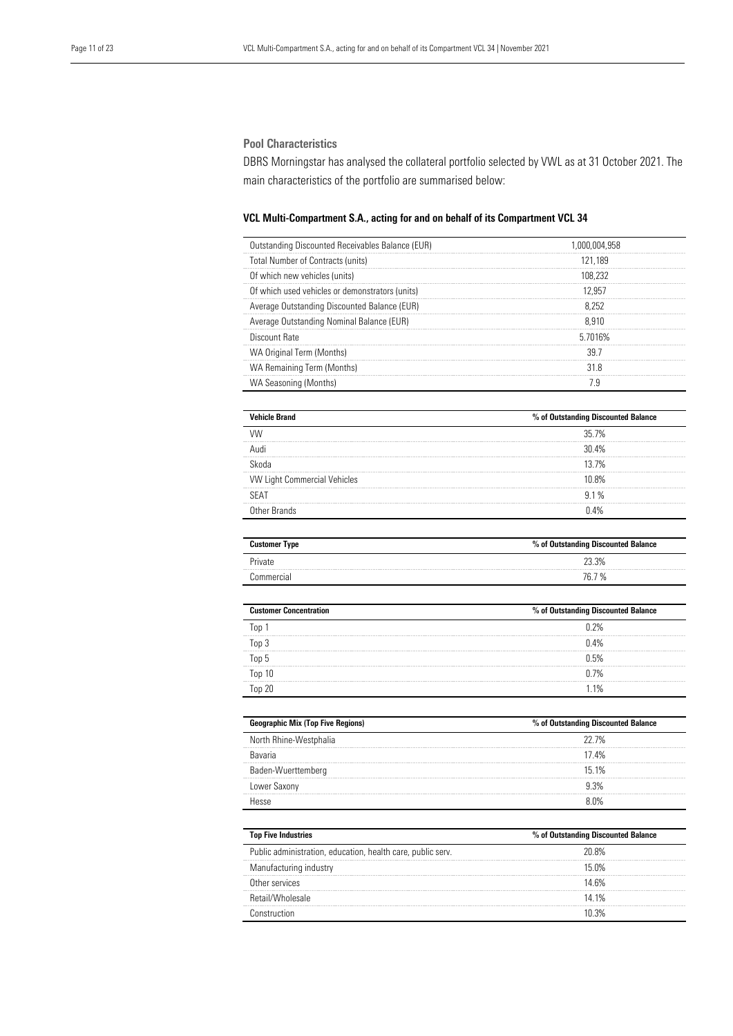## Pool Characteristics

DBRS Morningstar has analysed the collateral portfolio selected by VWL as at 31 October 2021. The main characteristics of the portfolio are summarised below:

### VCL Multi-Compartment S.A., acting for and on behalf of its Compartment VCL 34

| | |
|---|---|
| Outstanding Discounted Receivables Balance (EUR) | 1,000,004,958 |
| Total Number of Contracts (units) | 121,189 |
| Of which new vehicles (units) | 108,232 |
| Of which used vehicles or demonstrators (units) | 12,957 |
| Average Outstanding Discounted Balance (EUR) | 8,252 |
| Average Outstanding Nominal Balance (EUR) | 8,910 |
| Discount Rate | 5.7016% |
| WA Original Term (Months) | 39.7 |
| WA Remaining Term (Months) | 31.8 |
| WA Seasoning (Months) | 7.9 |

| Vehicle Brand | % of Outstanding Discounted Balance |
|---|---|
| VW | 35.7% |
| Audi | 30.4% |
| Skoda | 13.7% |
| VW Light Commercial Vehicles | 10.8% |
| SEAT | 9.1 % |
| Other Brands | 0.4% |

| Customer Type | % of Outstanding Discounted Balance |
|---|---|
| Private | 23.3% |
| Commercial | 76.7 % |

| Customer Concentration | % of Outstanding Discounted Balance |
|---|---|
| Top 1 | 0.2% |
| Top 3 | 0.4% |
| Top 5 | 0.5% |
| Top 10 | 0.7% |
| Top 20 | 1.1% |

| Geographic Mix (Top Five Regions) | % of Outstanding Discounted Balance |
|---|---|
| North Rhine-Westphalia | 22.7% |
| Bavaria | 17.4% |
| Baden-Wuerttemberg | 15.1% |
| Lower Saxony | 9.3% |
| Hesse | 8.0% |

| Top Five Industries | % of Outstanding Discounted Balance |
|---|---|
| Public administration, education, health care, public serv. | 20.8% |
| Manufacturing industry | 15.0% |
| Other services | 14.6% |
| Retail/Wholesale | 14.1% |
| Construction | 10.3% |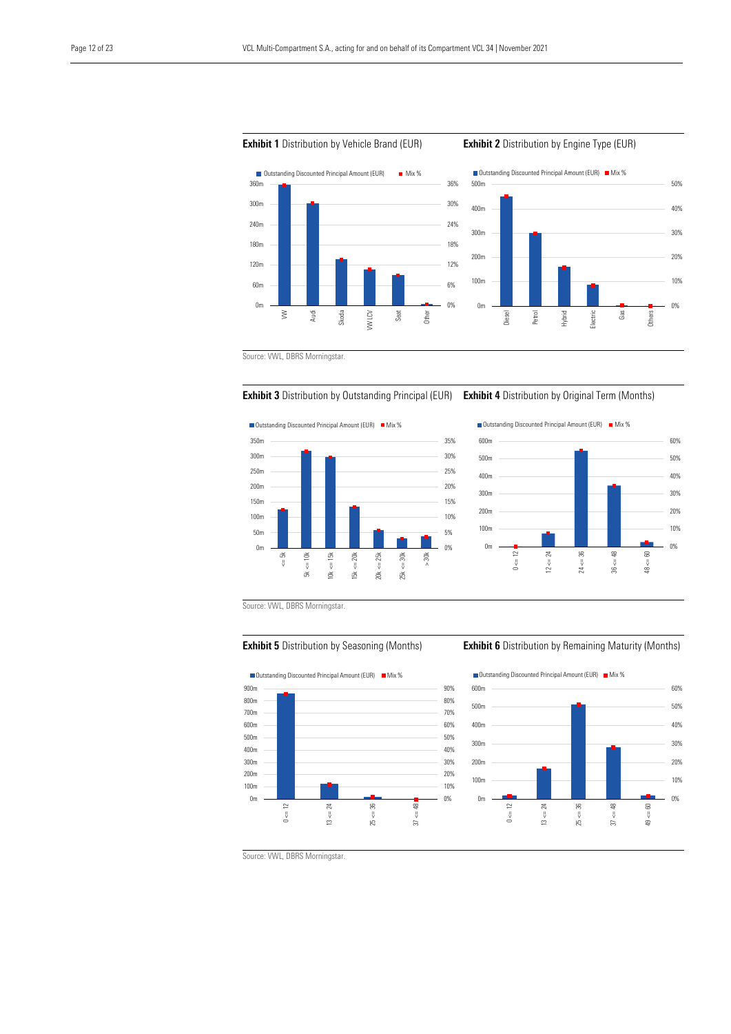**Exhibit 1** Distribution by Vehicle Brand (EUR)

**Exhibit 2** Distribution by Engine Type (EUR)

Source: VWL, DBRS Morningstar.

**Exhibit 3** Distribution by Outstanding Principal (EUR)

**Exhibit 4** Distribution by Original Term (Months)

Source: VWL, DBRS Morningstar.

**Exhibit 5** Distribution by Seasoning (Months)

**Exhibit 6** Distribution by Remaining Maturity (Months)

Source: VWL, DBRS Morningstar.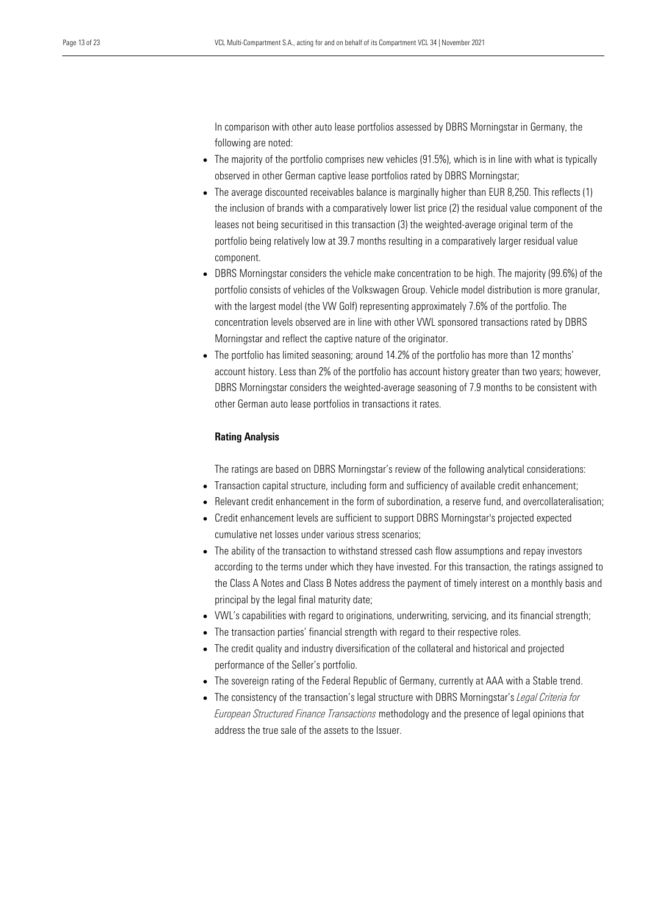In comparison with other auto lease portfolios assessed by DBRS Morningstar in Germany, the following are noted:

- The majority of the portfolio comprises new vehicles (91.5%), which is in line with what is typically observed in other German captive lease portfolios rated by DBRS Morningstar;
- The average discounted receivables balance is marginally higher than EUR 8,250. This reflects (1) the inclusion of brands with a comparatively lower list price (2) the residual value component of the leases not being securitised in this transaction (3) the weighted-average original term of the portfolio being relatively low at 39.7 months resulting in a comparatively larger residual value component.
- DBRS Morningstar considers the vehicle make concentration to be high. The majority (99.6%) of the portfolio consists of vehicles of the Volkswagen Group. Vehicle model distribution is more granular, with the largest model (the VW Golf) representing approximately 7.6% of the portfolio. The concentration levels observed are in line with other VWL sponsored transactions rated by DBRS Morningstar and reflect the captive nature of the originator.
- The portfolio has limited seasoning; around 14.2% of the portfolio has more than 12 months' account history. Less than 2% of the portfolio has account history greater than two years; however, DBRS Morningstar considers the weighted-average seasoning of 7.9 months to be consistent with other German auto lease portfolios in transactions it rates.

**Rating Analysis**

The ratings are based on DBRS Morningstar's review of the following analytical considerations:

- Transaction capital structure, including form and sufficiency of available credit enhancement;
- Relevant credit enhancement in the form of subordination, a reserve fund, and overcollateralisation;
- Credit enhancement levels are sufficient to support DBRS Morningstar's projected expected cumulative net losses under various stress scenarios;
- The ability of the transaction to withstand stressed cash flow assumptions and repay investors according to the terms under which they have invested. For this transaction, the ratings assigned to the Class A Notes and Class B Notes address the payment of timely interest on a monthly basis and principal by the legal final maturity date;
- VWL's capabilities with regard to originations, underwriting, servicing, and its financial strength;
- The transaction parties' financial strength with regard to their respective roles.
- The credit quality and industry diversification of the collateral and historical and projected performance of the Seller's portfolio.
- The sovereign rating of the Federal Republic of Germany, currently at AAA with a Stable trend.
- The consistency of the transaction's legal structure with DBRS Morningstar's *Legal Criteria for European Structured Finance Transactions* methodology and the presence of legal opinions that address the true sale of the assets to the Issuer.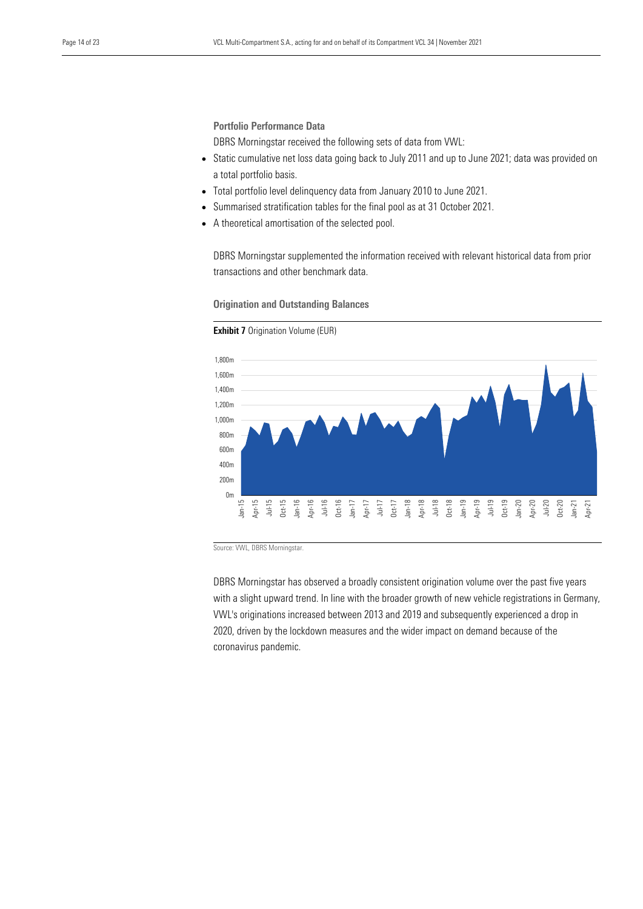### Portfolio Performance Data

DBRS Morningstar received the following sets of data from VWL:

- Static cumulative net loss data going back to July 2011 and up to June 2021; data was provided on a total portfolio basis.
- Total portfolio level delinquency data from January 2010 to June 2021.
- Summarised stratification tables for the final pool as at 31 October 2021.
- A theoretical amortisation of the selected pool.

DBRS Morningstar supplemented the information received with relevant historical data from prior transactions and other benchmark data.

### Origination and Outstanding Balances

**Exhibit 7** Origination Volume (EUR)

Source: VWL, DBRS Morningstar.

DBRS Morningstar has observed a broadly consistent origination volume over the past five years with a slight upward trend. In line with the broader growth of new vehicle registrations in Germany, VWL's originations increased between 2013 and 2019 and subsequently experienced a drop in 2020, driven by the lockdown measures and the wider impact on demand because of the coronavirus pandemic.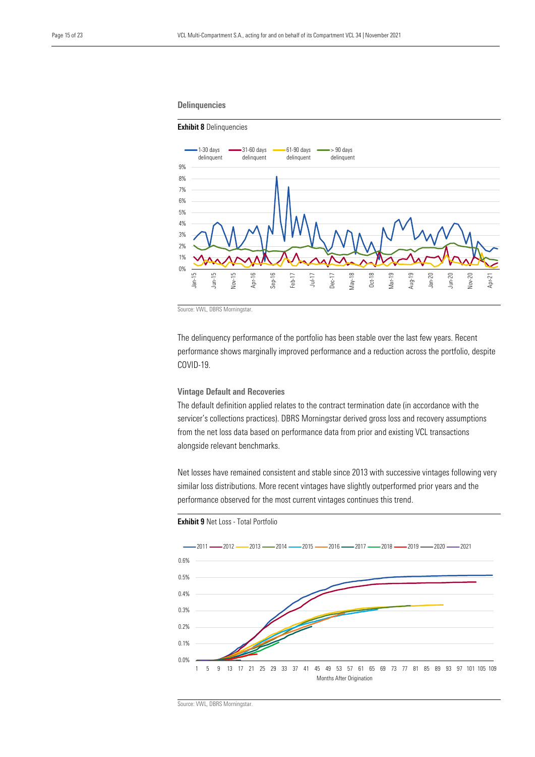## Delinquencies

**Exhibit 8** Delinquencies

Source: VWL, DBRS Morningstar.

The delinquency performance of the portfolio has been stable over the last few years. Recent performance shows marginally improved performance and a reduction across the portfolio, despite COVID-19.

### Vintage Default and Recoveries

The default definition applied relates to the contract termination date (in accordance with the servicer's collections practices). DBRS Morningstar derived gross loss and recovery assumptions from the net loss data based on performance data from prior and existing VCL transactions alongside relevant benchmarks.

Net losses have remained consistent and stable since 2013 with successive vintages following very similar loss distributions. More recent vintages have slightly outperformed prior years and the performance observed for the most current vintages continues this trend.

**Exhibit 9** Net Loss - Total Portfolio

Source: VWL, DBRS Morningstar.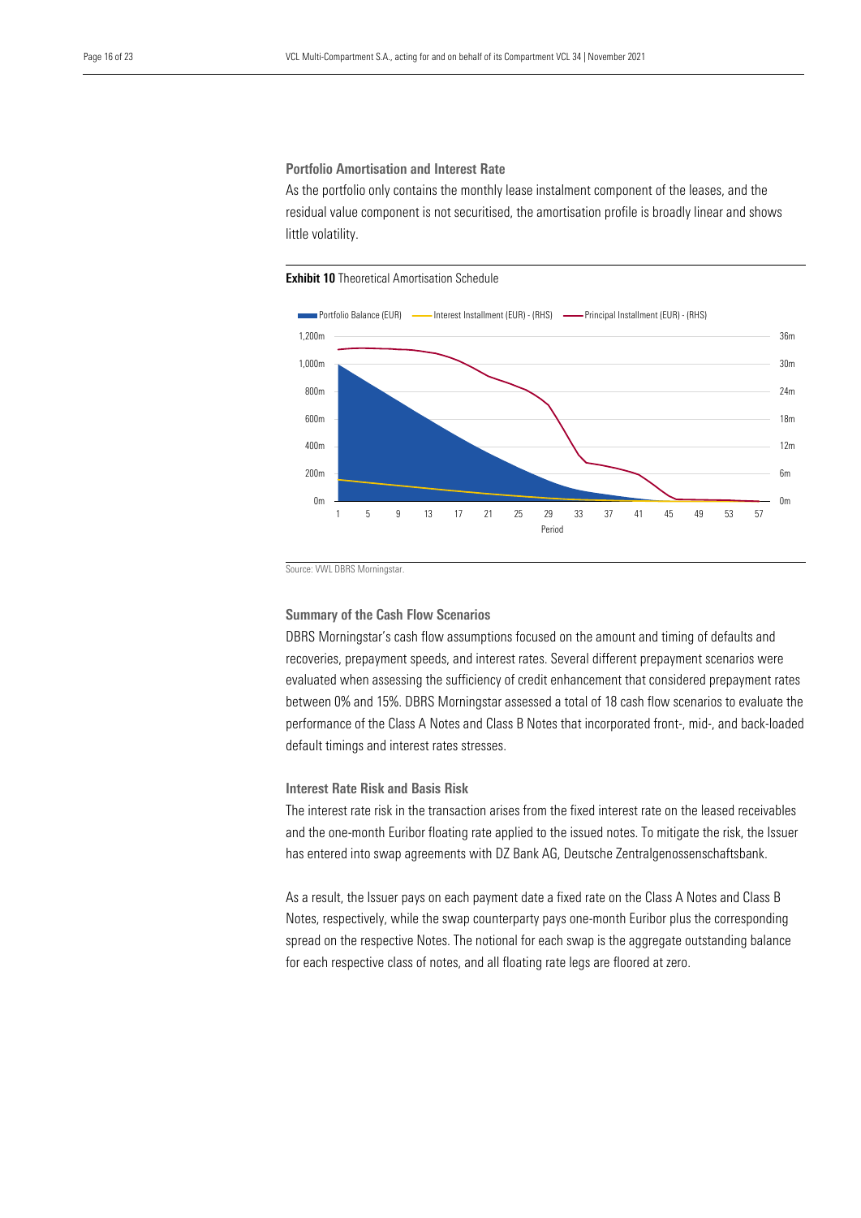### Portfolio Amortisation and Interest Rate

As the portfolio only contains the monthly lease instalment component of the leases, and the residual value component is not securitised, the amortisation profile is broadly linear and shows little volatility.

**Exhibit 10** Theoretical Amortisation Schedule

Source: VWL DBRS Morningstar.

### Summary of the Cash Flow Scenarios

DBRS Morningstar's cash flow assumptions focused on the amount and timing of defaults and recoveries, prepayment speeds, and interest rates. Several different prepayment scenarios were evaluated when assessing the sufficiency of credit enhancement that considered prepayment rates between 0% and 15%. DBRS Morningstar assessed a total of 18 cash flow scenarios to evaluate the performance of the Class A Notes and Class B Notes that incorporated front-, mid-, and back-loaded default timings and interest rates stresses.

### Interest Rate Risk and Basis Risk

The interest rate risk in the transaction arises from the fixed interest rate on the leased receivables and the one-month Euribor floating rate applied to the issued notes. To mitigate the risk, the Issuer has entered into swap agreements with DZ Bank AG, Deutsche Zentralgenossenschaftsbank.

As a result, the Issuer pays on each payment date a fixed rate on the Class A Notes and Class B Notes, respectively, while the swap counterparty pays one-month Euribor plus the corresponding spread on the respective Notes. The notional for each swap is the aggregate outstanding balance for each respective class of notes, and all floating rate legs are floored at zero.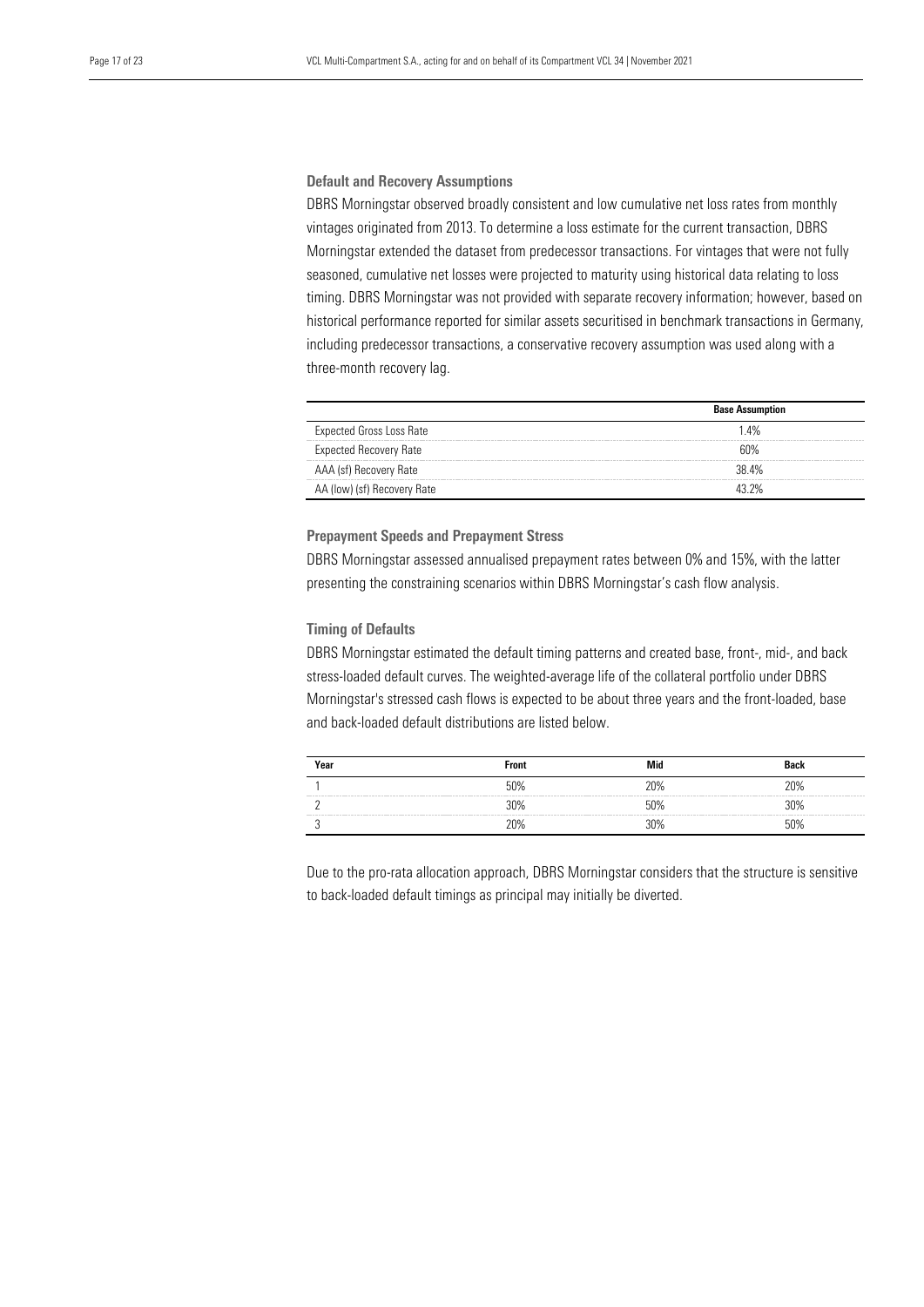### Default and Recovery Assumptions

DBRS Morningstar observed broadly consistent and low cumulative net loss rates from monthly vintages originated from 2013. To determine a loss estimate for the current transaction, DBRS Morningstar extended the dataset from predecessor transactions. For vintages that were not fully seasoned, cumulative net losses were projected to maturity using historical data relating to loss timing. DBRS Morningstar was not provided with separate recovery information; however, based on historical performance reported for similar assets securitised in benchmark transactions in Germany, including predecessor transactions, a conservative recovery assumption was used along with a three-month recovery lag.

| | Base Assumption |
|---|---|
| Expected Gross Loss Rate | 1.4% |
| Expected Recovery Rate | 60% |
| AAA (sf) Recovery Rate | 38.4% |
| AA (low) (sf) Recovery Rate | 43.2% |

### Prepayment Speeds and Prepayment Stress

DBRS Morningstar assessed annualised prepayment rates between 0% and 15%, with the latter presenting the constraining scenarios within DBRS Morningstar's cash flow analysis.

### Timing of Defaults

DBRS Morningstar estimated the default timing patterns and created base, front-, mid-, and back stress-loaded default curves. The weighted-average life of the collateral portfolio under DBRS Morningstar's stressed cash flows is expected to be about three years and the front-loaded, base and back-loaded default distributions are listed below.

| Year | Front | Mid | Back |
|---|---|---|---|
| 1 | 50% | 20% | 20% |
| 2 | 30% | 50% | 30% |
| 3 | 20% | 30% | 50% |

Due to the pro-rata allocation approach, DBRS Morningstar considers that the structure is sensitive to back-loaded default timings as principal may initially be diverted.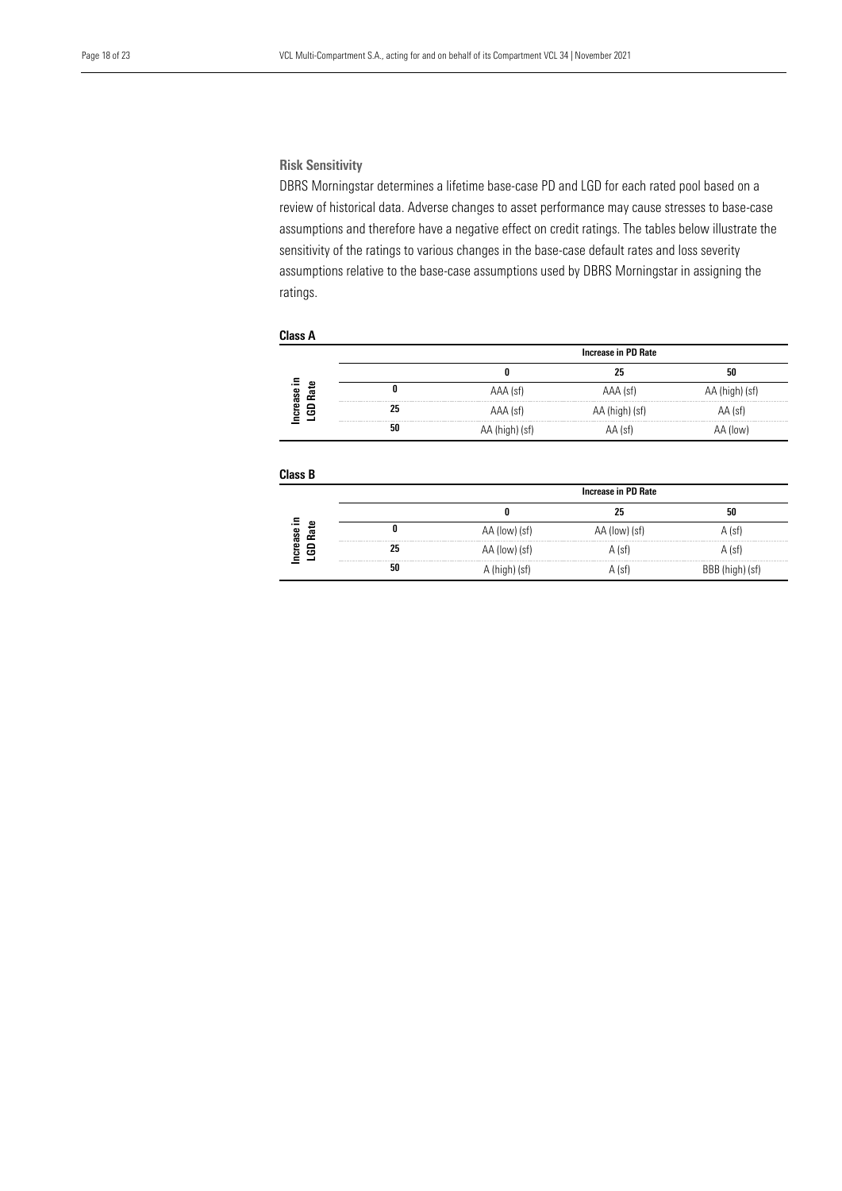### Risk Sensitivity

DBRS Morningstar determines a lifetime base-case PD and LGD for each rated pool based on a review of historical data. Adverse changes to asset performance may cause stresses to base-case assumptions and therefore have a negative effect on credit ratings. The tables below illustrate the sensitivity of the ratings to various changes in the base-case default rates and loss severity assumptions relative to the base-case assumptions used by DBRS Morningstar in assigning the ratings.

**Class A**

| Increase in LGD Rate | | Increase in PD Rate | | |
|---|---|---|---|---|
| | | **0** | **25** | **50** |
| | **0** | AAA (sf) | AAA (sf) | AA (high) (sf) |
| | **25** | AAA (sf) | AA (high) (sf) | AA (sf) |
| | **50** | AA (high) (sf) | AA (sf) | AA (low) |

**Class B**

| Increase in LGD Rate | | Increase in PD Rate | | |
|---|---|---|---|---|
| | | **0** | **25** | **50** |
| | **0** | AA (low) (sf) | AA (low) (sf) | A (sf) |
| | **25** | AA (low) (sf) | A (sf) | A (sf) |
| | **50** | A (high) (sf) | A (sf) | BBB (high) (sf) |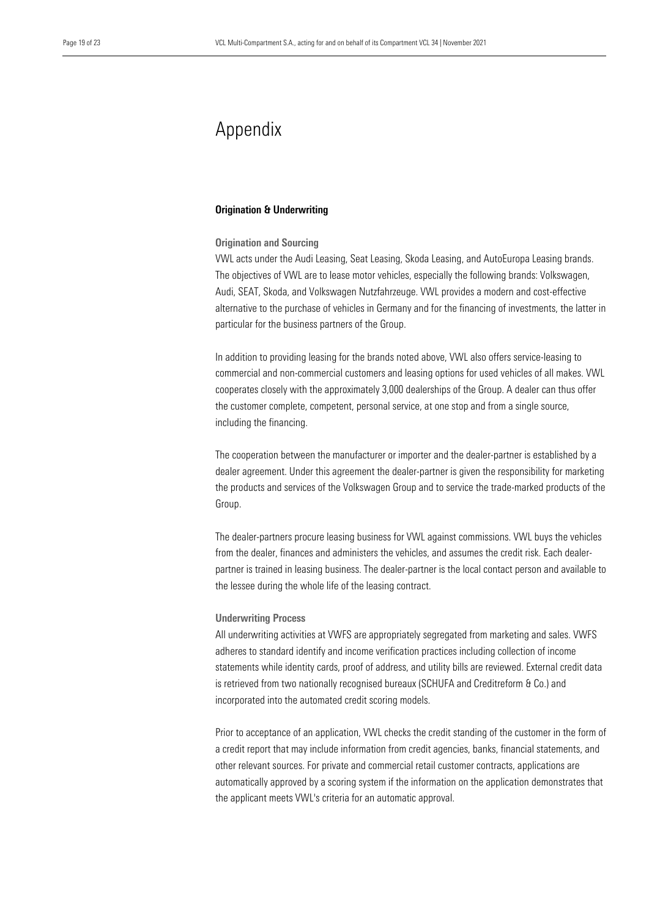# Appendix

## Origination & Underwriting

### Origination and Sourcing

VWL acts under the Audi Leasing, Seat Leasing, Skoda Leasing, and AutoEuropa Leasing brands. The objectives of VWL are to lease motor vehicles, especially the following brands: Volkswagen, Audi, SEAT, Skoda, and Volkswagen Nutzfahrzeuge. VWL provides a modern and cost-effective alternative to the purchase of vehicles in Germany and for the financing of investments, the latter in particular for the business partners of the Group.

In addition to providing leasing for the brands noted above, VWL also offers service-leasing to commercial and non-commercial customers and leasing options for used vehicles of all makes. VWL cooperates closely with the approximately 3,000 dealerships of the Group. A dealer can thus offer the customer complete, competent, personal service, at one stop and from a single source, including the financing.

The cooperation between the manufacturer or importer and the dealer-partner is established by a dealer agreement. Under this agreement the dealer-partner is given the responsibility for marketing the products and services of the Volkswagen Group and to service the trade-marked products of the Group.

The dealer-partners procure leasing business for VWL against commissions. VWL buys the vehicles from the dealer, finances and administers the vehicles, and assumes the credit risk. Each dealer-partner is trained in leasing business. The dealer-partner is the local contact person and available to the lessee during the whole life of the leasing contract.

### Underwriting Process

All underwriting activities at VWFS are appropriately segregated from marketing and sales. VWFS adheres to standard identify and income verification practices including collection of income statements while identity cards, proof of address, and utility bills are reviewed. External credit data is retrieved from two nationally recognised bureaux (SCHUFA and Creditreform & Co.) and incorporated into the automated credit scoring models.

Prior to acceptance of an application, VWL checks the credit standing of the customer in the form of a credit report that may include information from credit agencies, banks, financial statements, and other relevant sources. For private and commercial retail customer contracts, applications are automatically approved by a scoring system if the information on the application demonstrates that the applicant meets VWL's criteria for an automatic approval.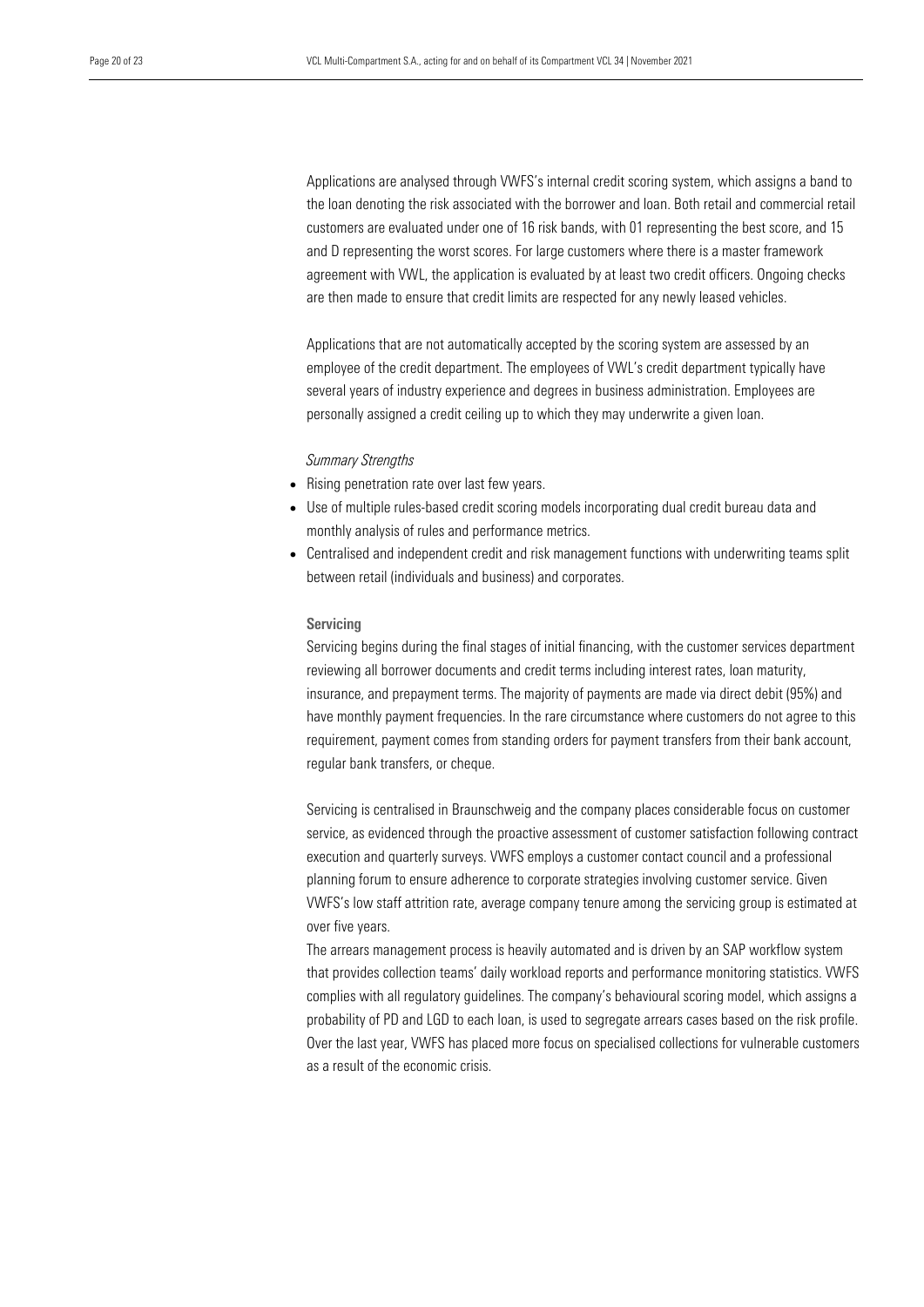Applications are analysed through VWFS's internal credit scoring system, which assigns a band to the loan denoting the risk associated with the borrower and loan. Both retail and commercial retail customers are evaluated under one of 16 risk bands, with 01 representing the best score, and 15 and D representing the worst scores. For large customers where there is a master framework agreement with VWL, the application is evaluated by at least two credit officers. Ongoing checks are then made to ensure that credit limits are respected for any newly leased vehicles.

Applications that are not automatically accepted by the scoring system are assessed by an employee of the credit department. The employees of VWL's credit department typically have several years of industry experience and degrees in business administration. Employees are personally assigned a credit ceiling up to which they may underwrite a given loan.

*Summary Strengths*

- Rising penetration rate over last few years.
- Use of multiple rules-based credit scoring models incorporating dual credit bureau data and monthly analysis of rules and performance metrics.
- Centralised and independent credit and risk management functions with underwriting teams split between retail (individuals and business) and corporates.

**Servicing**

Servicing begins during the final stages of initial financing, with the customer services department reviewing all borrower documents and credit terms including interest rates, loan maturity, insurance, and prepayment terms. The majority of payments are made via direct debit (95%) and have monthly payment frequencies. In the rare circumstance where customers do not agree to this requirement, payment comes from standing orders for payment transfers from their bank account, regular bank transfers, or cheque.

Servicing is centralised in Braunschweig and the company places considerable focus on customer service, as evidenced through the proactive assessment of customer satisfaction following contract execution and quarterly surveys. VWFS employs a customer contact council and a professional planning forum to ensure adherence to corporate strategies involving customer service. Given VWFS's low staff attrition rate, average company tenure among the servicing group is estimated at over five years.

The arrears management process is heavily automated and is driven by an SAP workflow system that provides collection teams' daily workload reports and performance monitoring statistics. VWFS complies with all regulatory guidelines. The company's behavioural scoring model, which assigns a probability of PD and LGD to each loan, is used to segregate arrears cases based on the risk profile. Over the last year, VWFS has placed more focus on specialised collections for vulnerable customers as a result of the economic crisis.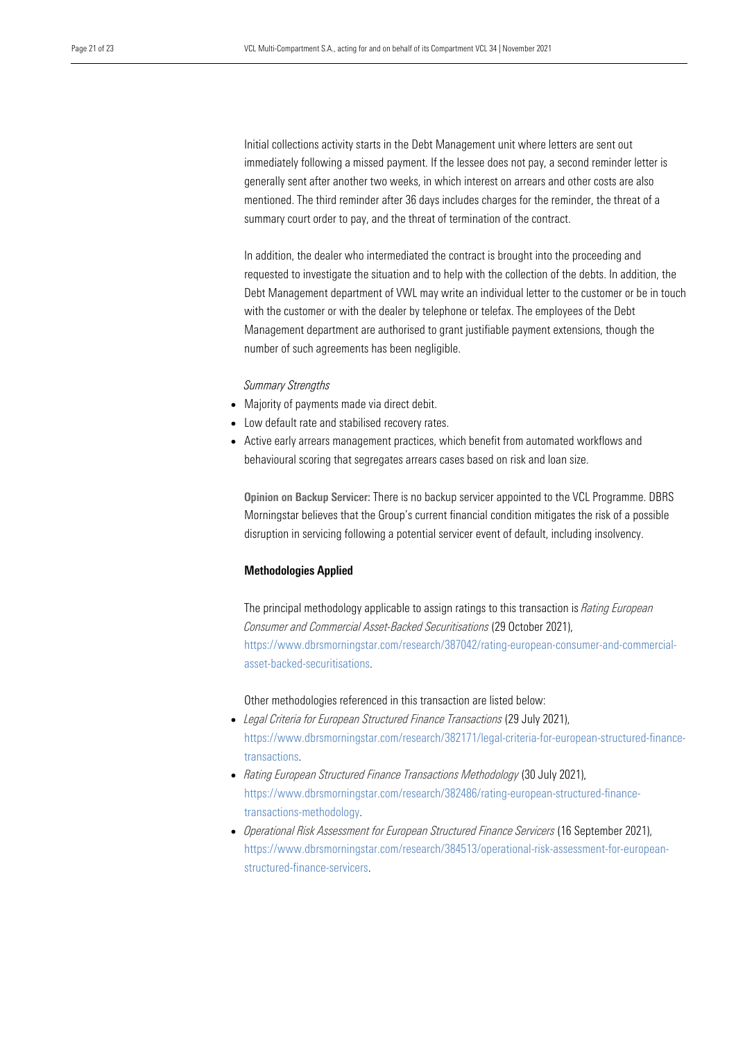Initial collections activity starts in the Debt Management unit where letters are sent out immediately following a missed payment. If the lessee does not pay, a second reminder letter is generally sent after another two weeks, in which interest on arrears and other costs are also mentioned. The third reminder after 36 days includes charges for the reminder, the threat of a summary court order to pay, and the threat of termination of the contract.

In addition, the dealer who intermediated the contract is brought into the proceeding and requested to investigate the situation and to help with the collection of the debts. In addition, the Debt Management department of VWL may write an individual letter to the customer or be in touch with the customer or with the dealer by telephone or telefax. The employees of the Debt Management department are authorised to grant justifiable payment extensions, though the number of such agreements has been negligible.

*Summary Strengths*

- Majority of payments made via direct debit.
- Low default rate and stabilised recovery rates.
- Active early arrears management practices, which benefit from automated workflows and behavioural scoring that segregates arrears cases based on risk and loan size.

**Opinion on Backup Servicer:** There is no backup servicer appointed to the VCL Programme. DBRS Morningstar believes that the Group's current financial condition mitigates the risk of a possible disruption in servicing following a potential servicer event of default, including insolvency.

## Methodologies Applied

The principal methodology applicable to assign ratings to this transaction is *Rating European Consumer and Commercial Asset-Backed Securitisations* (29 October 2021), https://www.dbrsmorningstar.com/research/387042/rating-european-consumer-and-commercial-asset-backed-securitisations.

Other methodologies referenced in this transaction are listed below:

- *Legal Criteria for European Structured Finance Transactions* (29 July 2021), https://www.dbrsmorningstar.com/research/382171/legal-criteria-for-european-structured-finance-transactions.
- *Rating European Structured Finance Transactions Methodology* (30 July 2021), https://www.dbrsmorningstar.com/research/382486/rating-european-structured-finance-transactions-methodology.
- *Operational Risk Assessment for European Structured Finance Servicers* (16 September 2021), https://www.dbrsmorningstar.com/research/384513/operational-risk-assessment-for-european-structured-finance-servicers.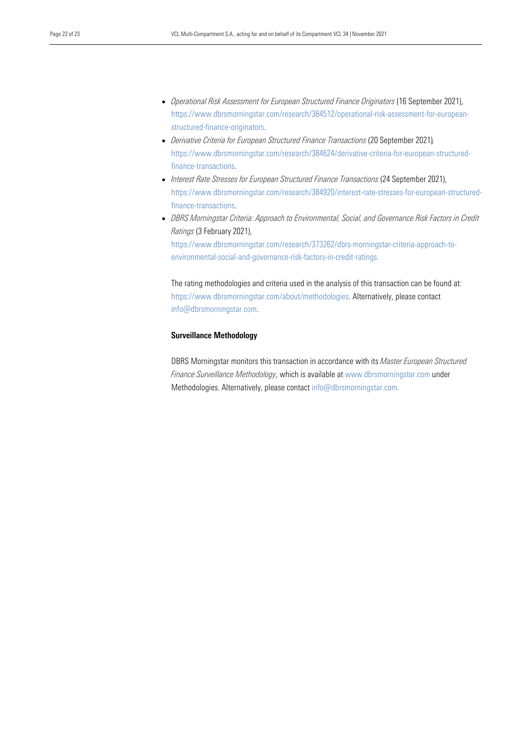- *Operational Risk Assessment for European Structured Finance Originators* (16 September 2021), https://www.dbrsmorningstar.com/research/384512/operational-risk-assessment-for-european-structured-finance-originators.
- *Derivative Criteria for European Structured Finance Transactions* (20 September 2021), https://www.dbrsmorningstar.com/research/384624/derivative-criteria-for-european-structured-finance-transactions.
- *Interest Rate Stresses for European Structured Finance Transactions* (24 September 2021), https://www.dbrsmorningstar.com/research/384920/interest-rate-stresses-for-european-structured-finance-transactions.
- *DBRS Morningstar Criteria: Approach to Environmental, Social, and Governance Risk Factors in Credit Ratings* (3 February 2021), https://www.dbrsmorningstar.com/research/373262/dbrs-morningstar-criteria-approach-to-environmental-social-and-governance-risk-factors-in-credit-ratings.

The rating methodologies and criteria used in the analysis of this transaction can be found at: https://www.dbrsmorningstar.com/about/methodologies. Alternatively, please contact info@dbrsmorningstar.com.

**Surveillance Methodology**

DBRS Morningstar monitors this transaction in accordance with its *Master European Structured Finance Surveillance Methodology*, which is available at www.dbrsmorningstar.com under Methodologies. Alternatively, please contact info@dbrsmorningstar.com.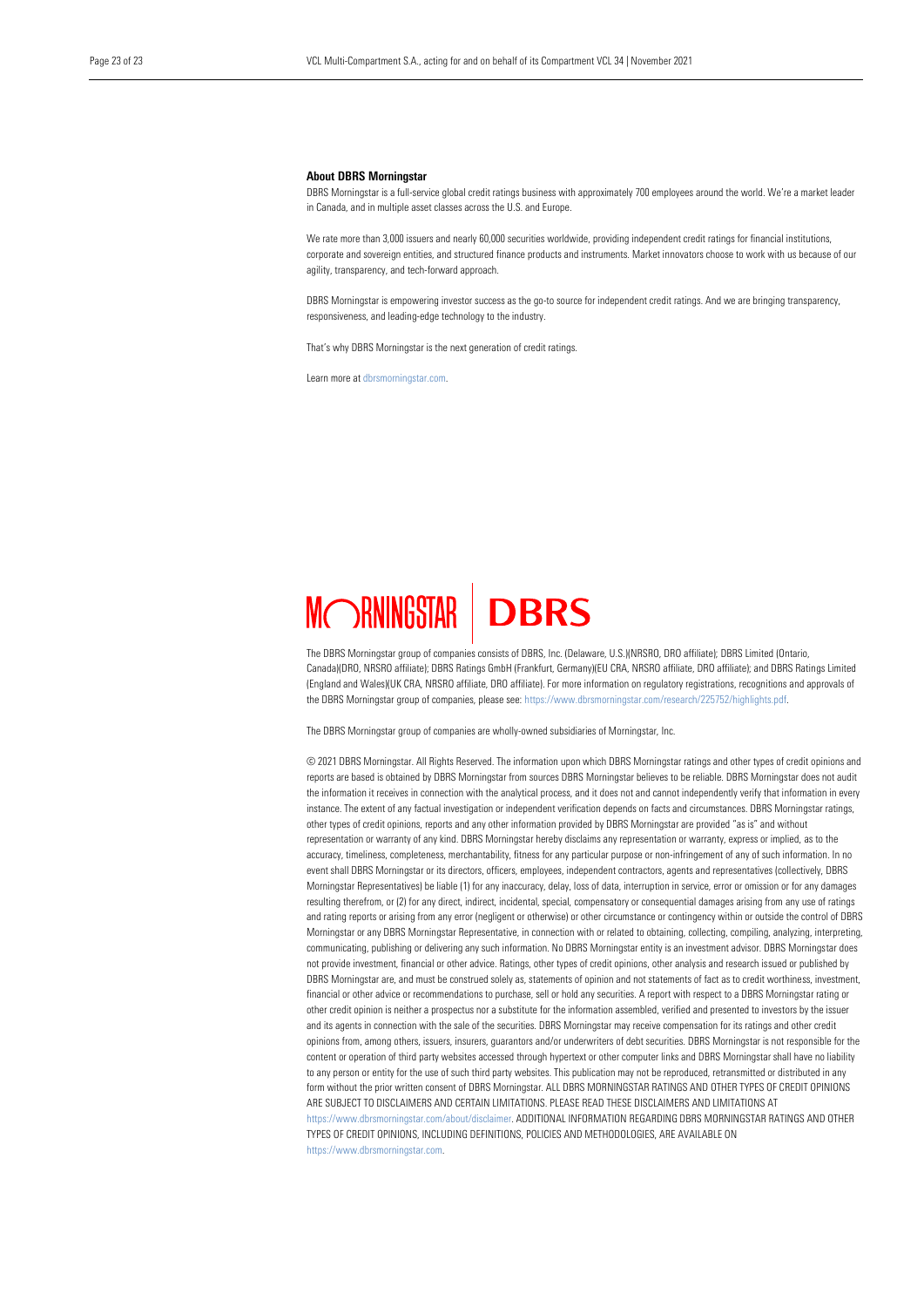**About DBRS Morningstar**

DBRS Morningstar is a full-service global credit ratings business with approximately 700 employees around the world. We're a market leader in Canada, and in multiple asset classes across the U.S. and Europe.

We rate more than 3,000 issuers and nearly 60,000 securities worldwide, providing independent credit ratings for financial institutions, corporate and sovereign entities, and structured finance products and instruments. Market innovators choose to work with us because of our agility, transparency, and tech-forward approach.

DBRS Morningstar is empowering investor success as the go-to source for independent credit ratings. And we are bringing transparency, responsiveness, and leading-edge technology to the industry.

That's why DBRS Morningstar is the next generation of credit ratings.

Learn more at dbrsmorningstar.com.

MORNINGSTAR | DBRS

The DBRS Morningstar group of companies consists of DBRS, Inc. (Delaware, U.S.)(NRSRO, DRO affiliate); DBRS Limited (Ontario, Canada)(DRO, NRSRO affiliate); DBRS Ratings GmbH (Frankfurt, Germany)(EU CRA, NRSRO affiliate, DRO affiliate); and DBRS Ratings Limited (England and Wales)(UK CRA, NRSRO affiliate, DRO affiliate). For more information on regulatory registrations, recognitions and approvals of the DBRS Morningstar group of companies, please see: https://www.dbrsmorningstar.com/research/225752/highlights.pdf.

The DBRS Morningstar group of companies are wholly-owned subsidiaries of Morningstar, Inc.

© 2021 DBRS Morningstar. All Rights Reserved. The information upon which DBRS Morningstar ratings and other types of credit opinions and reports are based is obtained by DBRS Morningstar from sources DBRS Morningstar believes to be reliable. DBRS Morningstar does not audit the information it receives in connection with the analytical process, and it does not and cannot independently verify that information in every instance. The extent of any factual investigation or independent verification depends on facts and circumstances. DBRS Morningstar ratings, other types of credit opinions, reports and any other information provided by DBRS Morningstar are provided "as is" and without representation or warranty of any kind. DBRS Morningstar hereby disclaims any representation or warranty, express or implied, as to the accuracy, timeliness, completeness, merchantability, fitness for any particular purpose or non-infringement of any of such information. In no event shall DBRS Morningstar or its directors, officers, employees, independent contractors, agents and representatives (collectively, DBRS Morningstar Representatives) be liable (1) for any inaccuracy, delay, loss of data, interruption in service, error or omission or for any damages resulting therefrom, or (2) for any direct, indirect, incidental, special, compensatory or consequential damages arising from any use of ratings and rating reports or arising from any error (negligent or otherwise) or other circumstance or contingency within or outside the control of DBRS Morningstar or any DBRS Morningstar Representative, in connection with or related to obtaining, collecting, compiling, analyzing, interpreting, communicating, publishing or delivering any such information. No DBRS Morningstar entity is an investment advisor. DBRS Morningstar does not provide investment, financial or other advice. Ratings, other types of credit opinions, other analysis and research issued or published by DBRS Morningstar are, and must be construed solely as, statements of opinion and not statements of fact as to credit worthiness, investment, financial or other advice or recommendations to purchase, sell or hold any securities. A report with respect to a DBRS Morningstar rating or other credit opinion is neither a prospectus nor a substitute for the information assembled, verified and presented to investors by the issuer and its agents in connection with the sale of the securities. DBRS Morningstar may receive compensation for its ratings and other credit opinions from, among others, issuers, insurers, guarantors and/or underwriters of debt securities. DBRS Morningstar is not responsible for the content or operation of third party websites accessed through hypertext or other computer links and DBRS Morningstar shall have no liability to any person or entity for the use of such third party websites. This publication may not be reproduced, retransmitted or distributed in any form without the prior written consent of DBRS Morningstar. ALL DBRS MORNINGSTAR RATINGS AND OTHER TYPES OF CREDIT OPINIONS ARE SUBJECT TO DISCLAIMERS AND CERTAIN LIMITATIONS. PLEASE READ THESE DISCLAIMERS AND LIMITATIONS AT https://www.dbrsmorningstar.com/about/disclaimer. ADDITIONAL INFORMATION REGARDING DBRS MORNINGSTAR RATINGS AND OTHER TYPES OF CREDIT OPINIONS, INCLUDING DEFINITIONS, POLICIES AND METHODOLOGIES, ARE AVAILABLE ON https://www.dbrsmorningstar.com.